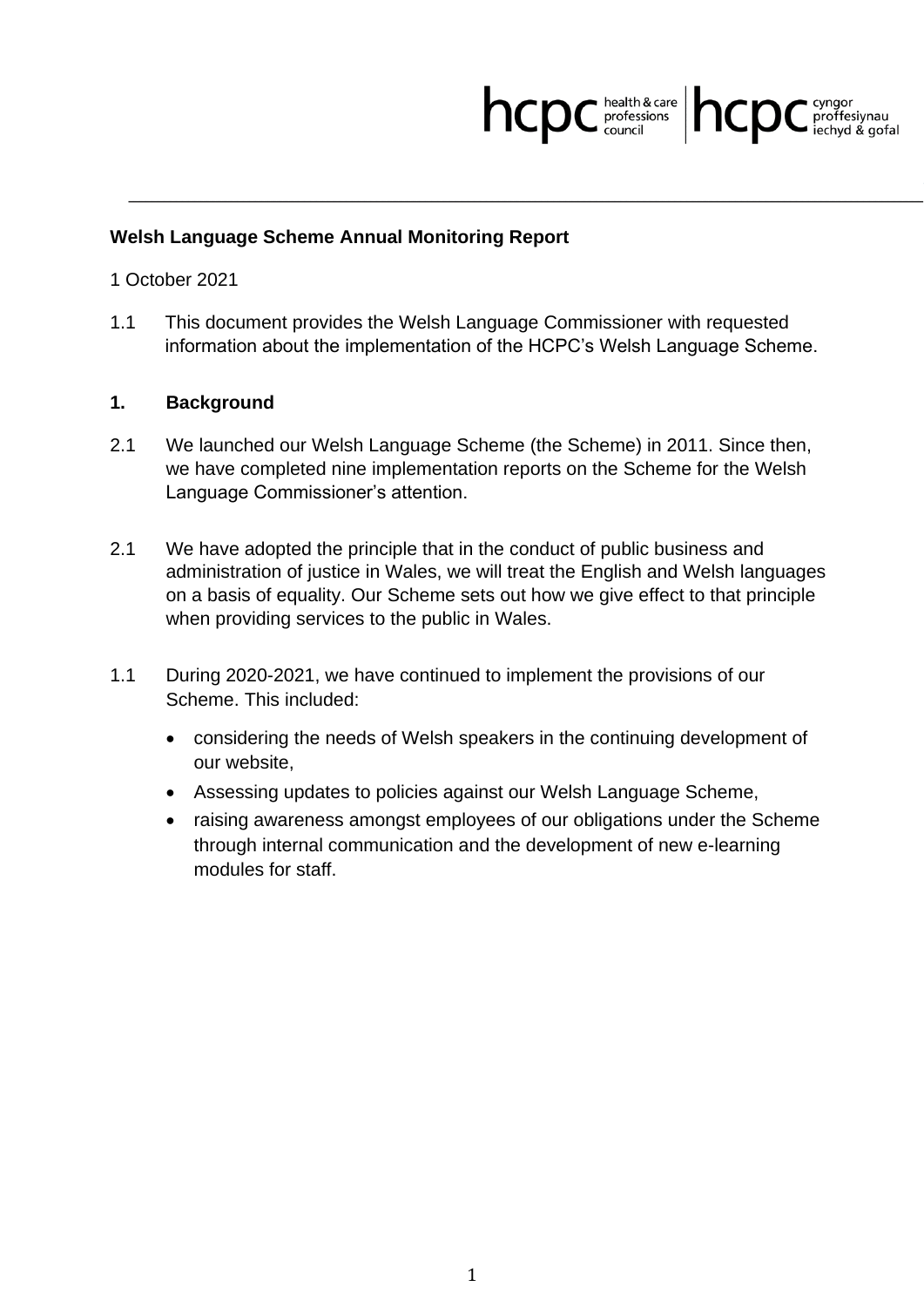**Welsh Language Scheme Annual Monitoring Report**

1 October 2021

1.1 This document provides the Welsh Language Commissioner with requested information about the implementation of the HCPC's Welsh Language Scheme.

## 1. Background

2.1 We launched our Welsh Language Scheme (the Scheme) in 2011. Since then, we have completed nine implementation reports on the Scheme for the Welsh Language Commissioner's attention.

2.1 We have adopted the principle that in the conduct of public business and administration of justice in Wales, we will treat the English and Welsh languages on a basis of equality. Our Scheme sets out how we give effect to that principle when providing services to the public in Wales.

1.1 During 2020-2021, we have continued to implement the provisions of our Scheme. This included:

- considering the needs of Welsh speakers in the continuing development of our website,
- Assessing updates to policies against our Welsh Language Scheme,
- raising awareness amongst employees of our obligations under the Scheme through internal communication and the development of new e-learning modules for staff.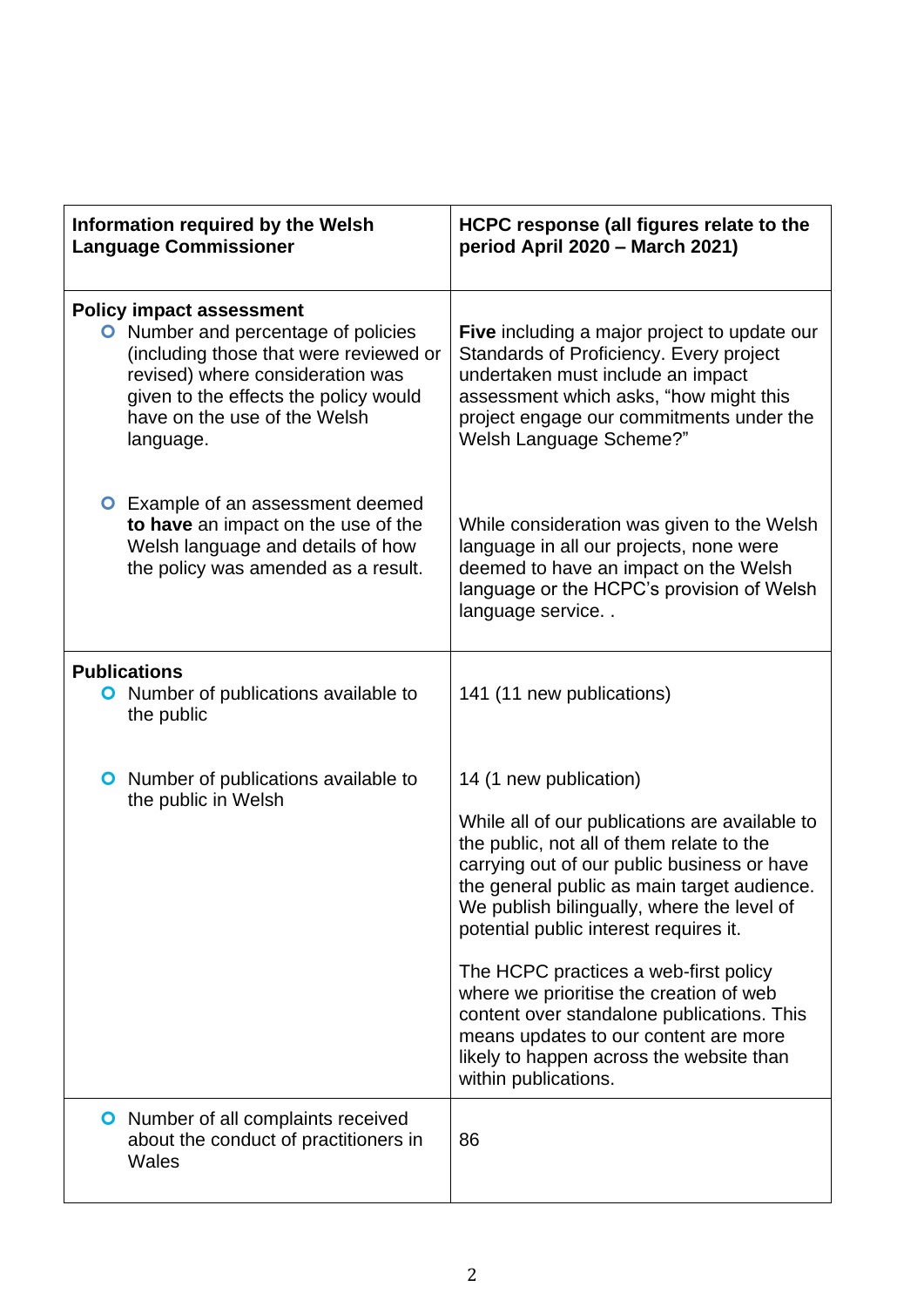| Information required by the Welsh Language Commissioner | HCPC response (all figures relate to the period April 2020 – March 2021) |
|---|---|
| **Policy impact assessment**<br>- Number and percentage of policies (including those that were reviewed or revised) where consideration was given to the effects the policy would have on the use of the Welsh language. | **Five** including a major project to update our Standards of Proficiency. Every project undertaken must include an impact assessment which asks, "how might this project engage our commitments under the Welsh Language Scheme?" |
| - Example of an assessment deemed **to have** an impact on the use of the Welsh language and details of how the policy was amended as a result. | While consideration was given to the Welsh language in all our projects, none were deemed to have an impact on the Welsh language or the HCPC's provision of Welsh language service. . |
| **Publications**<br>- Number of publications available to the public | 141 (11 new publications) |
| - Number of publications available to the public in Welsh | 14 (1 new publication)<br><br>While all of our publications are available to the public, not all of them relate to the carrying out of our public business or have the general public as main target audience. We publish bilingually, where the level of potential public interest requires it.<br><br>The HCPC practices a web-first policy where we prioritise the creation of web content over standalone publications. This means updates to our content are more likely to happen across the website than within publications. |
| - Number of all complaints received about the conduct of practitioners in Wales | 86 |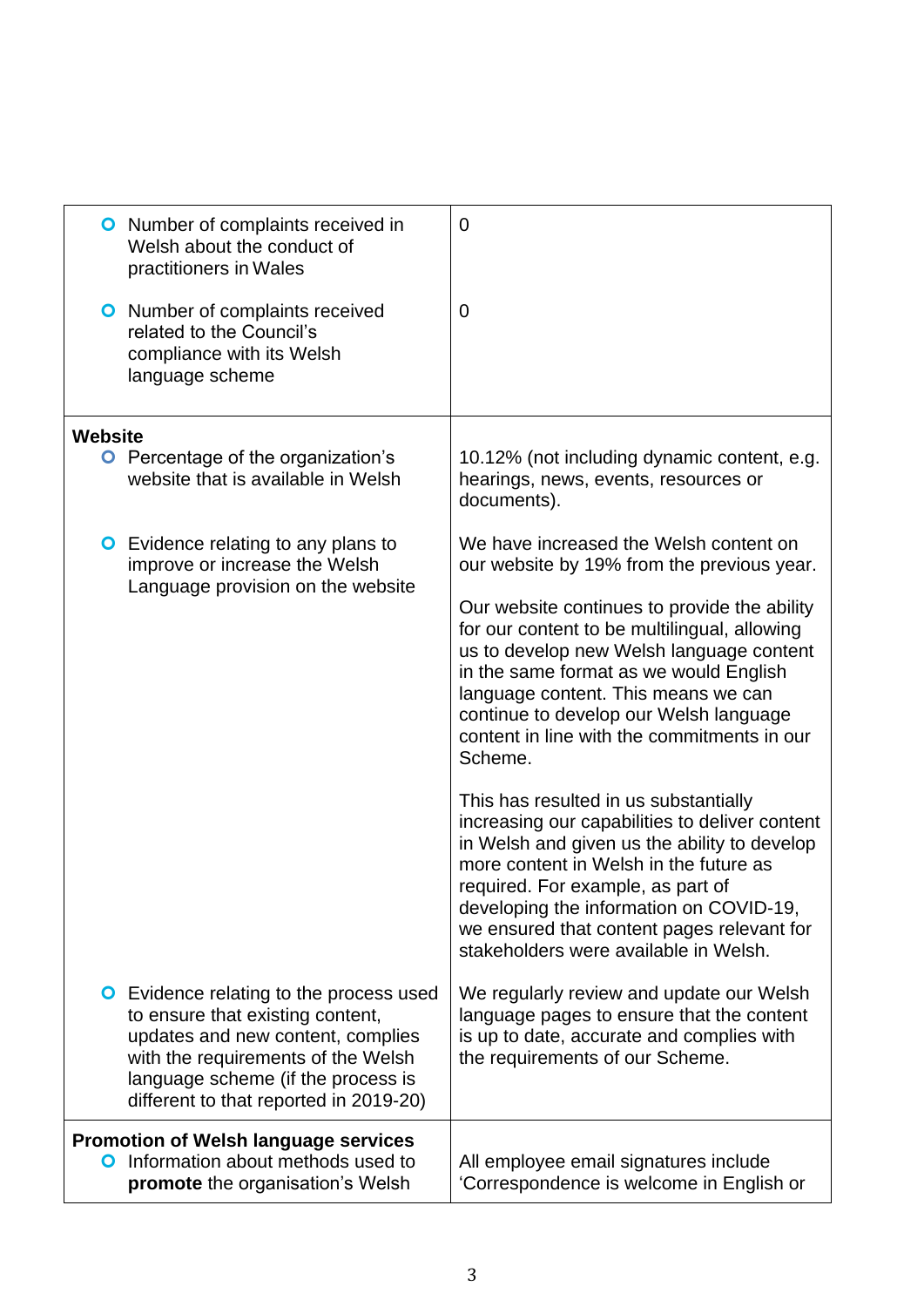| | |
|---|---|
| • Number of complaints received in Welsh about the conduct of practitioners in Wales<br><br>• Number of complaints received related to the Council's compliance with its Welsh language scheme | 0<br><br>0 |
| **Website**<br>• Percentage of the organization's website that is available in Welsh<br><br>• Evidence relating to any plans to improve or increase the Welsh Language provision on the website | 10.12% (not including dynamic content, e.g. hearings, news, events, resources or documents).<br><br>We have increased the Welsh content on our website by 19% from the previous year.<br><br>Our website continues to provide the ability for our content to be multilingual, allowing us to develop new Welsh language content in the same format as we would English language content. This means we can continue to develop our Welsh language content in line with the commitments in our Scheme.<br><br>This has resulted in us substantially increasing our capabilities to deliver content in Welsh and given us the ability to develop more content in Welsh in the future as required. For example, as part of developing the information on COVID-19, we ensured that content pages relevant for stakeholders were available in Welsh. |
| • Evidence relating to the process used to ensure that existing content, updates and new content, complies with the requirements of the Welsh language scheme (if the process is different to that reported in 2019-20) | We regularly review and update our Welsh language pages to ensure that the content is up to date, accurate and complies with the requirements of our Scheme. |
| **Promotion of Welsh language services**<br>• Information about methods used to **promote** the organisation's Welsh | All employee email signatures include 'Correspondence is welcome in English or |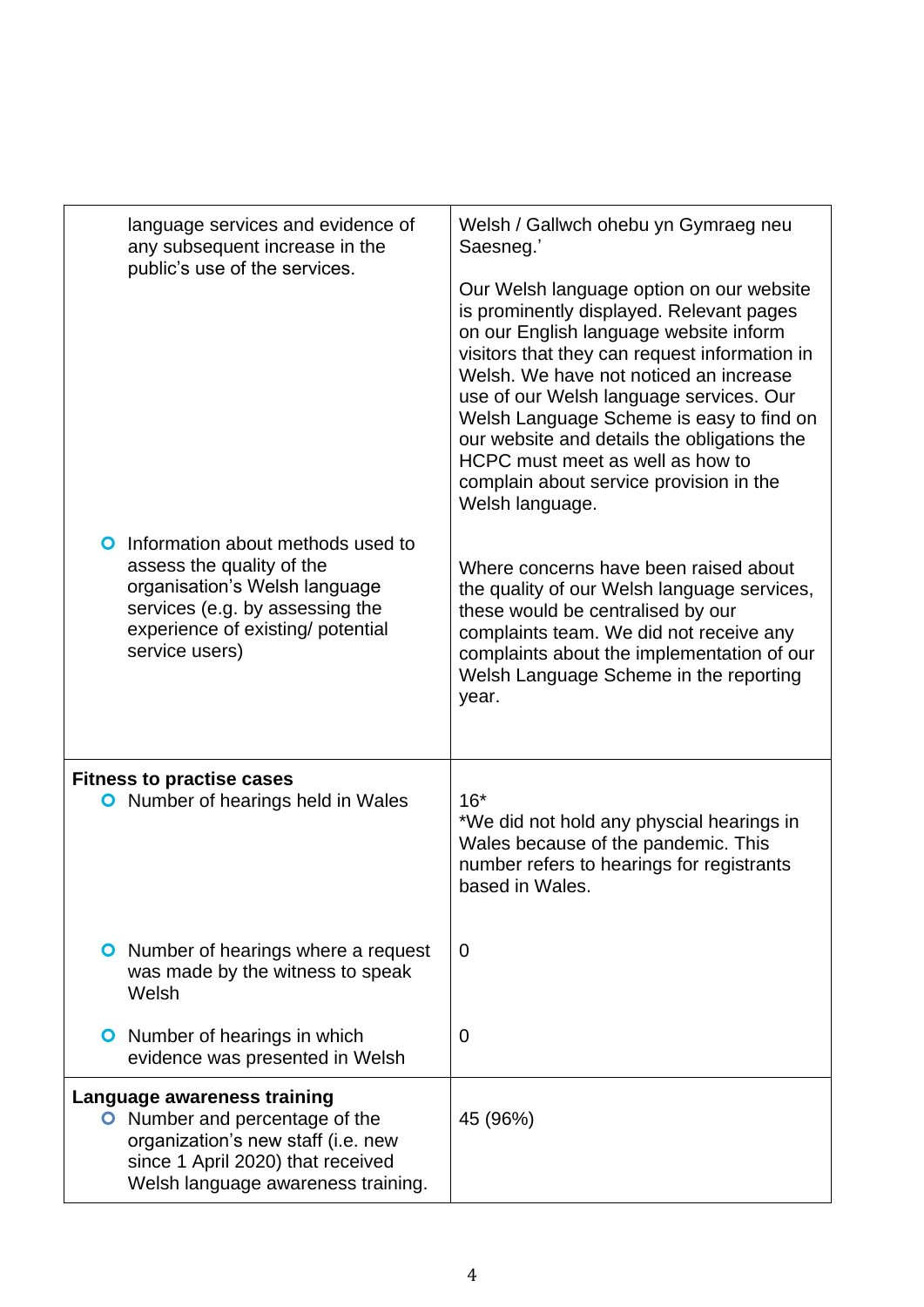| | |
|---|---|
| language services and evidence of any subsequent increase in the public's use of the services. | Welsh / Gallwch ohebu yn Gymraeg neu Saesneg.'<br><br>Our Welsh language option on our website is prominently displayed. Relevant pages on our English language website inform visitors that they can request information in Welsh. We have not noticed an increase use of our Welsh language services. Our Welsh Language Scheme is easy to find on our website and details the obligations the HCPC must meet as well as how to complain about service provision in the Welsh language. |
| - Information about methods used to assess the quality of the organisation's Welsh language services (e.g. by assessing the experience of existing/ potential service users) | Where concerns have been raised about the quality of our Welsh language services, these would be centralised by our complaints team. We did not receive any complaints about the implementation of our Welsh Language Scheme in the reporting year. |
| **Fitness to practise cases**<br>- Number of hearings held in Wales | 16*<br>*We did not hold any physcial hearings in Wales because of the pandemic. This number refers to hearings for registrants based in Wales. |
| - Number of hearings where a request was made by the witness to speak Welsh | 0 |
| - Number of hearings in which evidence was presented in Welsh | 0 |
| **Language awareness training**<br>- Number and percentage of the organization's new staff (i.e. new since 1 April 2020) that received Welsh language awareness training. | 45 (96%) |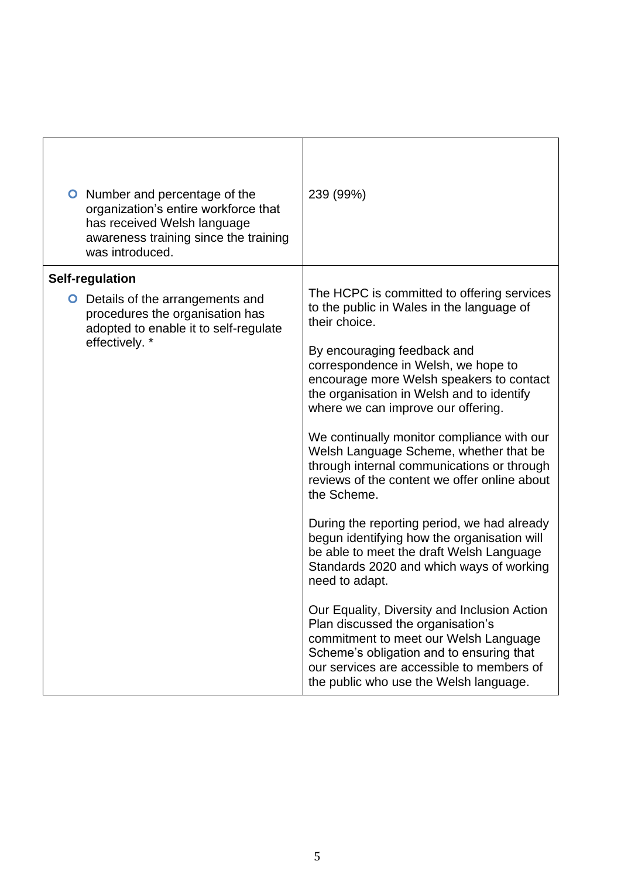| | |
|---|---|
| Number and percentage of the organization's entire workforce that has received Welsh language awareness training since the training was introduced. | 239 (99%) |
| **Self-regulation**<br><br>Details of the arrangements and procedures the organisation has adopted to enable it to self-regulate effectively. * | The HCPC is committed to offering services to the public in Wales in the language of their choice.<br><br>By encouraging feedback and correspondence in Welsh, we hope to encourage more Welsh speakers to contact the organisation in Welsh and to identify where we can improve our offering.<br><br>We continually monitor compliance with our Welsh Language Scheme, whether that be through internal communications or through reviews of the content we offer online about the Scheme.<br><br>During the reporting period, we had already begun identifying how the organisation will be able to meet the draft Welsh Language Standards 2020 and which ways of working need to adapt.<br><br>Our Equality, Diversity and Inclusion Action Plan discussed the organisation's commitment to meet our Welsh Language Scheme's obligation and to ensuring that our services are accessible to members of the public who use the Welsh language. |